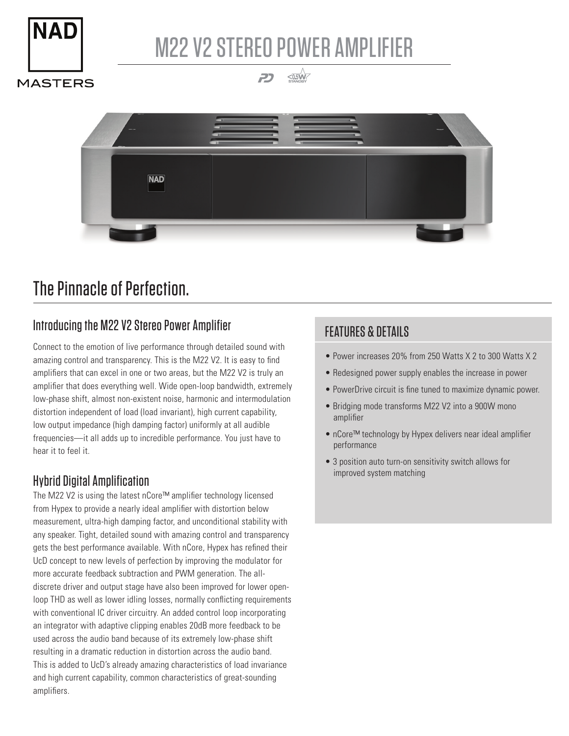# M22 V2 STEREO POWER AMPLIFIER

## The Pinnacle of Perfection.

### Introducing the M22 V2 Stereo Power Amplifier

Connect to the emotion of live performance through detailed sound with amazing control and transparency. This is the M22 V2. It is easy to find amplifiers that can excel in one or two areas, but the M22 V2 is truly an amplifier that does everything well. Wide open-loop bandwidth, extremely low-phase shift, almost non-existent noise, harmonic and intermodulation distortion independent of load (load invariant), high current capability, low output impedance (high damping factor) uniformly at all audible frequencies—it all adds up to incredible performance. You just have to hear it to feel it.

### Hybrid Digital Amplification

The M22 V2 is using the latest nCore™ amplifier technology licensed from Hypex to provide a nearly ideal amplifier with distortion below measurement, ultra-high damping factor, and unconditional stability with any speaker. Tight, detailed sound with amazing control and transparency gets the best performance available. With nCore, Hypex has refined their UcD concept to new levels of perfection by improving the modulator for more accurate feedback subtraction and PWM generation. The all-discrete driver and output stage have also been improved for lower open-loop THD as well as lower idling losses, normally conflicting requirements with conventional IC driver circuitry. An added control loop incorporating an integrator with adaptive clipping enables 20dB more feedback to be used across the audio band because of its extremely low-phase shift resulting in a dramatic reduction in distortion across the audio band. This is added to UcD's already amazing characteristics of load invariance and high current capability, common characteristics of great-sounding amplifiers.

## FEATURES & DETAILS

- Power increases 20% from 250 Watts X 2 to 300 Watts X 2
- Redesigned power supply enables the increase in power
- PowerDrive circuit is fine tuned to maximize dynamic power.
- Bridging mode transforms M22 V2 into a 900W mono amplifier
- nCore™ technology by Hypex delivers near ideal amplifier performance
- 3 position auto turn-on sensitivity switch allows for improved system matching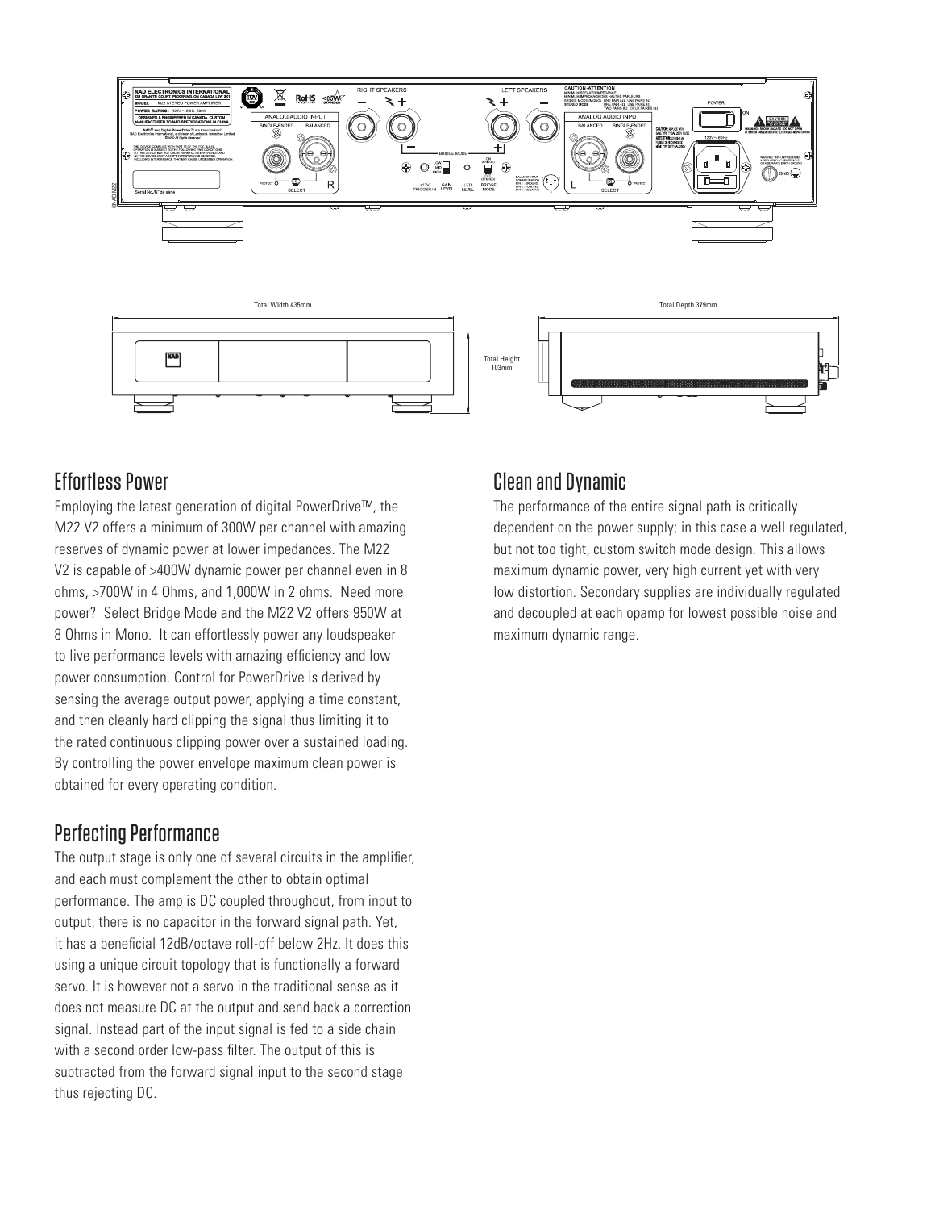Total Width 435mm

Total Height 103mm

Total Depth 379mm

## Effortless Power

Employing the latest generation of digital PowerDrive™, the M22 V2 offers a minimum of 300W per channel with amazing reserves of dynamic power at lower impedances. The M22 V2 is capable of >400W dynamic power per channel even in 8 ohms, >700W in 4 Ohms, and 1,000W in 2 ohms. Need more power? Select Bridge Mode and the M22 V2 offers 950W at 8 Ohms in Mono. It can effortlessly power any loudspeaker to live performance levels with amazing efficiency and low power consumption. Control for PowerDrive is derived by sensing the average output power, applying a time constant, and then cleanly hard clipping the signal thus limiting it to the rated continuous clipping power over a sustained loading. By controlling the power envelope maximum clean power is obtained for every operating condition.

## Perfecting Performance

The output stage is only one of several circuits in the amplifier, and each must complement the other to obtain optimal performance. The amp is DC coupled throughout, from input to output, there is no capacitor in the forward signal path. Yet, it has a beneficial 12dB/octave roll-off below 2Hz. It does this using a unique circuit topology that is functionally a forward servo. It is however not a servo in the traditional sense as it does not measure DC at the output and send back a correction signal. Instead part of the input signal is fed to a side chain with a second order low-pass filter. The output of this is subtracted from the forward signal input to the second stage thus rejecting DC.

## Clean and Dynamic

The performance of the entire signal path is critically dependent on the power supply; in this case a well regulated, but not too tight, custom switch mode design. This allows maximum dynamic power, very high current yet with very low distortion. Secondary supplies are individually regulated and decoupled at each opamp for lowest possible noise and maximum dynamic range.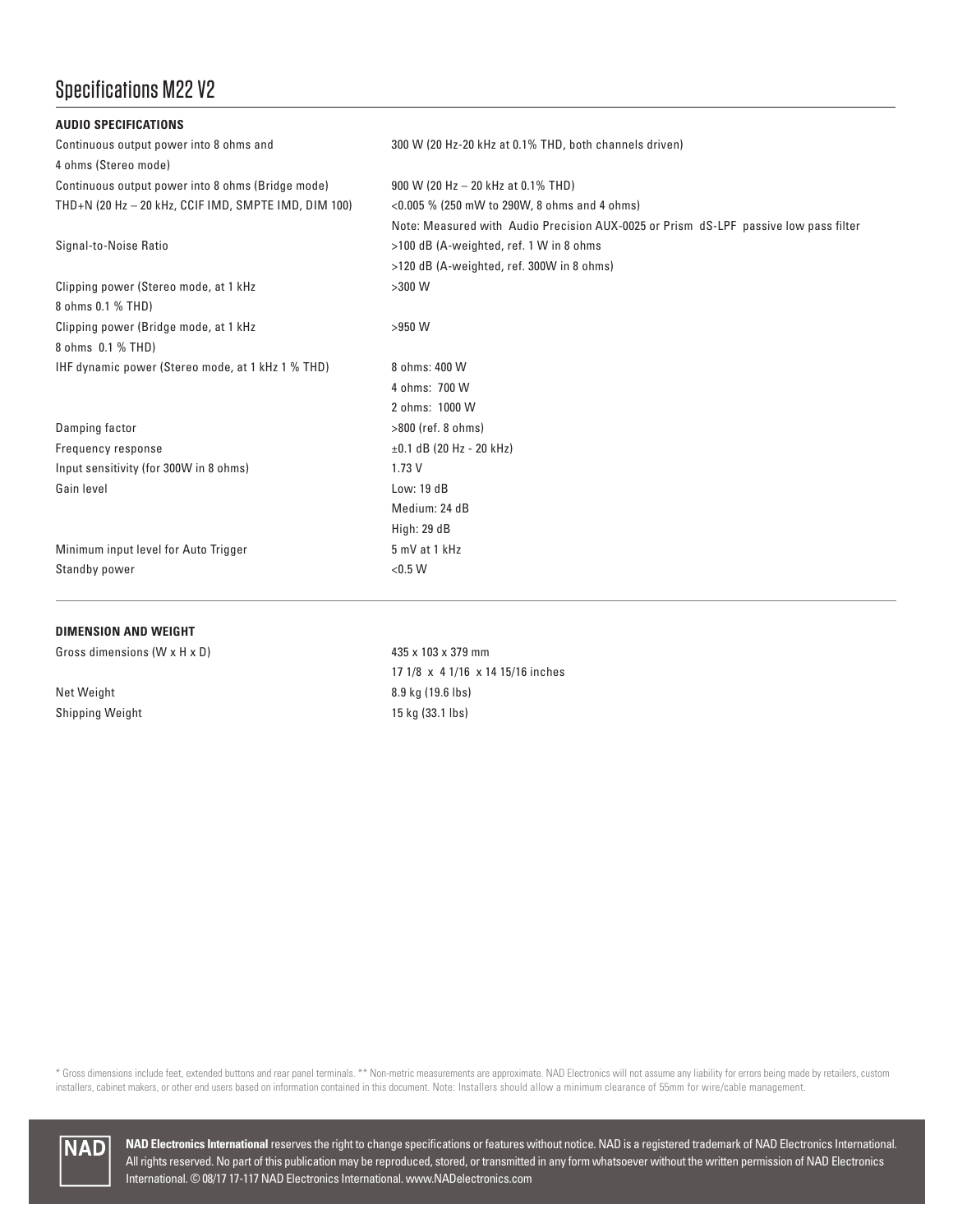# Specifications M22 V2

## AUDIO SPECIFICATIONS

| | |
|---|---|
| Continuous output power into 8 ohms and 4 ohms (Stereo mode) | 300 W (20 Hz-20 kHz at 0.1% THD, both channels driven) |
| Continuous output power into 8 ohms (Bridge mode) | 900 W (20 Hz – 20 kHz at 0.1% THD) |
| THD+N (20 Hz – 20 kHz, CCIF IMD, SMPTE IMD, DIM 100) | <0.005 % (250 mW to 290W, 8 ohms and 4 ohms)<br>Note: Measured with Audio Precision AUX-0025 or Prism dS-LPF passive low pass filter |
| Signal-to-Noise Ratio | >100 dB (A-weighted, ref. 1 W in 8 ohms<br>>120 dB (A-weighted, ref. 300W in 8 ohms) |
| Clipping power (Stereo mode, at 1 kHz 8 ohms 0.1 % THD) | >300 W |
| Clipping power (Bridge mode, at 1 kHz 8 ohms 0.1 % THD) | >950 W |
| IHF dynamic power (Stereo mode, at 1 kHz 1 % THD) | 8 ohms: 400 W<br>4 ohms: 700 W<br>2 ohms: 1000 W |
| Damping factor | >800 (ref. 8 ohms) |
| Frequency response | ±0.1 dB (20 Hz - 20 kHz) |
| Input sensitivity (for 300W in 8 ohms) | 1.73 V |
| Gain level | Low: 19 dB<br>Medium: 24 dB<br>High: 29 dB |
| Minimum input level for Auto Trigger | 5 mV at 1 kHz |
| Standby power | <0.5 W |

## DIMENSION AND WEIGHT

| | |
|---|---|
| Gross dimensions (W x H x D) | 435 x 103 x 379 mm<br>17 1/8 x 4 1/16 x 14 15/16 inches |
| Net Weight | 8.9 kg (19.6 lbs) |
| Shipping Weight | 15 kg (33.1 lbs) |

* Gross dimensions include feet, extended buttons and rear panel terminals. ** Non-metric measurements are approximate. NAD Electronics will not assume any liability for errors being made by retailers, custom installers, cabinet makers, or other end users based on information contained in this document. Note: Installers should allow a minimum clearance of 55mm for wire/cable management.

NAD

**NAD Electronics International** reserves the right to change specifications or features without notice. NAD is a registered trademark of NAD Electronics International. All rights reserved. No part of this publication may be reproduced, stored, or transmitted in any form whatsoever without the written permission of NAD Electronics International. © 08/17 17-117 NAD Electronics International. www.NADelectronics.com